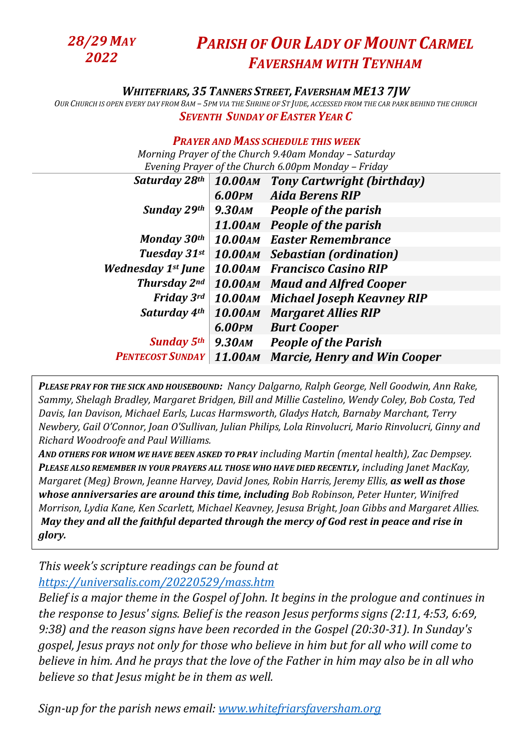*28/29 May 2022*

# *Parish of Our Lady of Mount Carmel Faversham with Teynham*

### *Whitefriars, 35 Tanners Street, Faversham ME13 7JW*

*Our Church is open every day from 8am – 5pm via the Shrine of St Jude, accessed from the car park behind the church*

***Seventh Sunday of Easter Year C***

***Prayer and Mass schedule this week***

*Morning Prayer of the Church 9.40am Monday – Saturday*
*Evening Prayer of the Church 6.00pm Monday – Friday*

| | | |
|---|---|---|
| ***Saturday 28th*** | ***10.00am*** | ***Tony Cartwright (birthday)*** |
| | ***6.00pm*** | ***Aida Berens RIP*** |
| ***Sunday 29th*** | ***9.30am*** | ***People of the parish*** |
| | ***11.00am*** | ***People of the parish*** |
| ***Monday 30th*** | ***10.00am*** | ***Easter Remembrance*** |
| ***Tuesday 31st*** | ***10.00am*** | ***Sebastian (ordination)*** |
| ***Wednesday 1st June*** | ***10.00am*** | ***Francisco Casino RIP*** |
| ***Thursday 2nd*** | ***10.00am*** | ***Maud and Alfred Cooper*** |
| ***Friday 3rd*** | ***10.00am*** | ***Michael Joseph Keavney RIP*** |
| ***Saturday 4th*** | ***10.00am*** | ***Margaret Allies RIP*** |
| | ***6.00pm*** | ***Burt Cooper*** |
| ***Sunday 5th*** | ***9.30am*** | ***People of the Parish*** |
| ***Pentecost Sunday*** | ***11.00am*** | ***Marcie, Henry and Win Cooper*** |

***Please pray for the sick and housebound:*** *Nancy Dalgarno, Ralph George, Nell Goodwin, Ann Rake, Sammy, Shelagh Bradley, Margaret Bridgen, Bill and Millie Castelino, Wendy Coley, Bob Costa, Ted Davis, Ian Davison, Michael Earls, Lucas Harmsworth, Gladys Hatch, Barnaby Marchant, Terry Newbery, Gail O'Connor, Joan O'Sullivan, Julian Philips, Lola Rinvolucri, Mario Rinvolucri, Ginny and Richard Woodroofe and Paul Williams.*
***And others for whom we have been asked to pray*** *including Martin (mental health), Zac Dempsey.*
***Please also remember in your prayers all those who have died recently,*** *including Janet MacKay, Margaret (Meg) Brown, Jeanne Harvey, David Jones, Robin Harris, Jeremy Ellis,* ***as well as those whose anniversaries are around this time, including*** *Bob Robinson, Peter Hunter, Winifred Morrison, Lydia Kane, Ken Scarlett, Michael Keavney, Jesusa Bright, Joan Gibbs and Margaret Allies.*
***May they and all the faithful departed through the mercy of God rest in peace and rise in glory.***

*This week's scripture readings can be found at [https://universalis.com/20220529/mass.htm](https://universalis.com/20220529/mass.htm)*
*Belief is a major theme in the Gospel of John. It begins in the prologue and continues in the response to Jesus' signs. Belief is the reason Jesus performs signs (2:11, 4:53, 6:69, 9:38) and the reason signs have been recorded in the Gospel (20:30-31). In Sunday's gospel, Jesus prays not only for those who believe in him but for all who will come to believe in him. And he prays that the love of the Father in him may also be in all who believe so that Jesus might be in them as well.*

*Sign-up for the parish news email: [www.whitefriarsfaversham.org](http://www.whitefriarsfaversham.org)*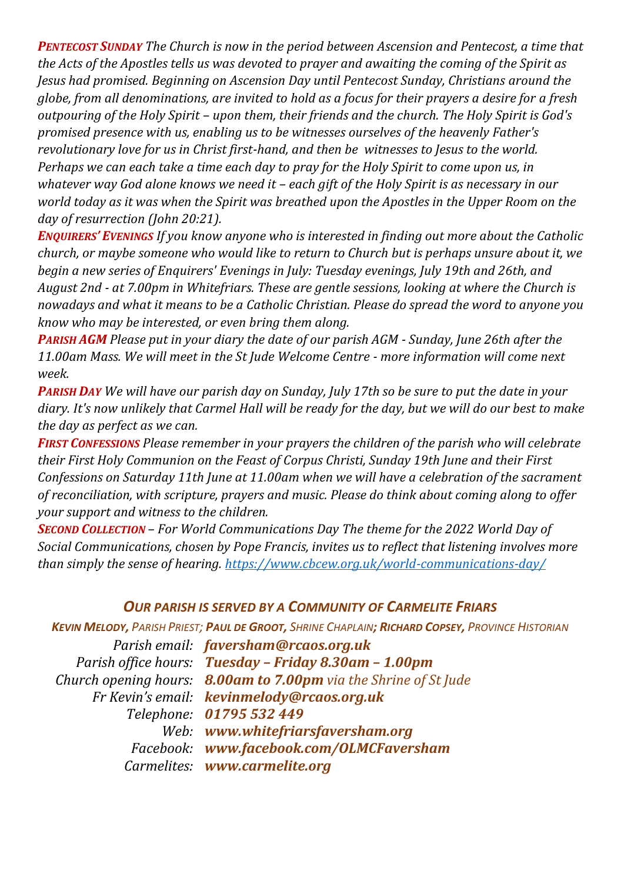***PENTECOST SUNDAY*** *The Church is now in the period between Ascension and Pentecost, a time that the Acts of the Apostles tells us was devoted to prayer and awaiting the coming of the Spirit as Jesus had promised. Beginning on Ascension Day until Pentecost Sunday, Christians around the globe, from all denominations, are invited to hold as a focus for their prayers a desire for a fresh outpouring of the Holy Spirit – upon them, their friends and the church. The Holy Spirit is God's promised presence with us, enabling us to be witnesses ourselves of the heavenly Father's revolutionary love for us in Christ first-hand, and then be witnesses to Jesus to the world. Perhaps we can each take a time each day to pray for the Holy Spirit to come upon us, in whatever way God alone knows we need it – each gift of the Holy Spirit is as necessary in our world today as it was when the Spirit was breathed upon the Apostles in the Upper Room on the day of resurrection (John 20:21).*

***ENQUIRERS' EVENINGS*** *If you know anyone who is interested in finding out more about the Catholic church, or maybe someone who would like to return to Church but is perhaps unsure about it, we begin a new series of Enquirers' Evenings in July: Tuesday evenings, July 19th and 26th, and August 2nd - at 7.00pm in Whitefriars. These are gentle sessions, looking at where the Church is nowadays and what it means to be a Catholic Christian. Please do spread the word to anyone you know who may be interested, or even bring them along.*

***PARISH AGM*** *Please put in your diary the date of our parish AGM - Sunday, June 26th after the 11.00am Mass. We will meet in the St Jude Welcome Centre - more information will come next week.*

***PARISH DAY*** *We will have our parish day on Sunday, July 17th so be sure to put the date in your diary. It's now unlikely that Carmel Hall will be ready for the day, but we will do our best to make the day as perfect as we can.*

***FIRST CONFESSIONS*** *Please remember in your prayers the children of the parish who will celebrate their First Holy Communion on the Feast of Corpus Christi, Sunday 19th June and their First Confessions on Saturday 11th June at 11.00am when we will have a celebration of the sacrament of reconciliation, with scripture, prayers and music. Please do think about coming along to offer your support and witness to the children.*

***SECOND COLLECTION*** *– For World Communications Day The theme for the 2022 World Day of Social Communications, chosen by Pope Francis, invites us to reflect that listening involves more than simply the sense of hearing. https://www.cbcew.org.uk/world-communications-day/*

## *OUR PARISH IS SERVED BY A COMMUNITY OF CARMELITE FRIARS*

***KEVIN MELODY,*** *PARISH PRIEST;* ***PAUL DE GROOT,*** *SHRINE CHAPLAIN;* ***RICHARD COPSEY,*** *PROVINCE HISTORIAN*

*Parish email:* ***faversham@rcaos.org.uk***
*Parish office hours:* ***Tuesday – Friday 8.30am – 1.00pm***
*Church opening hours:* ***8.00am to 7.00pm*** *via the Shrine of St Jude*
*Fr Kevin's email:* ***kevinmelody@rcaos.org.uk***
*Telephone:* ***01795 532 449***
*Web:* ***www.whitefriarsfaversham.org***
*Facebook:* ***www.facebook.com/OLMCFaversham***
*Carmelites:* ***www.carmelite.org***